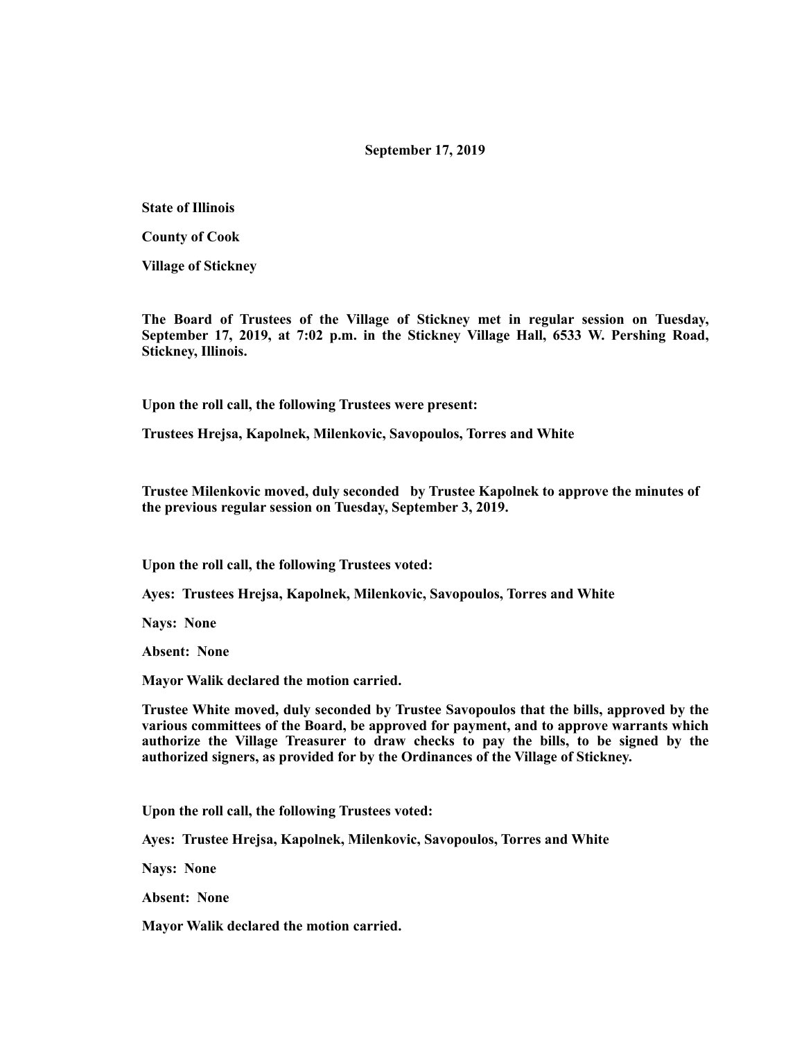**September 17, 2019**

**State of Illinois**

**County of Cook**

**Village of Stickney**

**The Board of Trustees of the Village of Stickney met in regular session on Tuesday, September 17, 2019, at 7:02 p.m. in the Stickney Village Hall, 6533 W. Pershing Road, Stickney, Illinois.**

**Upon the roll call, the following Trustees were present:**

**Trustees Hrejsa, Kapolnek, Milenkovic, Savopoulos, Torres and White**

**Trustee Milenkovic moved, duly seconded by Trustee Kapolnek to approve the minutes of the previous regular session on Tuesday, September 3, 2019.**

**Upon the roll call, the following Trustees voted:**

**Ayes: Trustees Hrejsa, Kapolnek, Milenkovic, Savopoulos, Torres and White**

**Nays: None**

**Absent: None**

**Mayor Walik declared the motion carried.**

**Trustee White moved, duly seconded by Trustee Savopoulos that the bills, approved by the various committees of the Board, be approved for payment, and to approve warrants which authorize the Village Treasurer to draw checks to pay the bills, to be signed by the authorized signers, as provided for by the Ordinances of the Village of Stickney.**

**Upon the roll call, the following Trustees voted:**

**Ayes: Trustee Hrejsa, Kapolnek, Milenkovic, Savopoulos, Torres and White**

**Nays: None**

**Absent: None**

**Mayor Walik declared the motion carried.**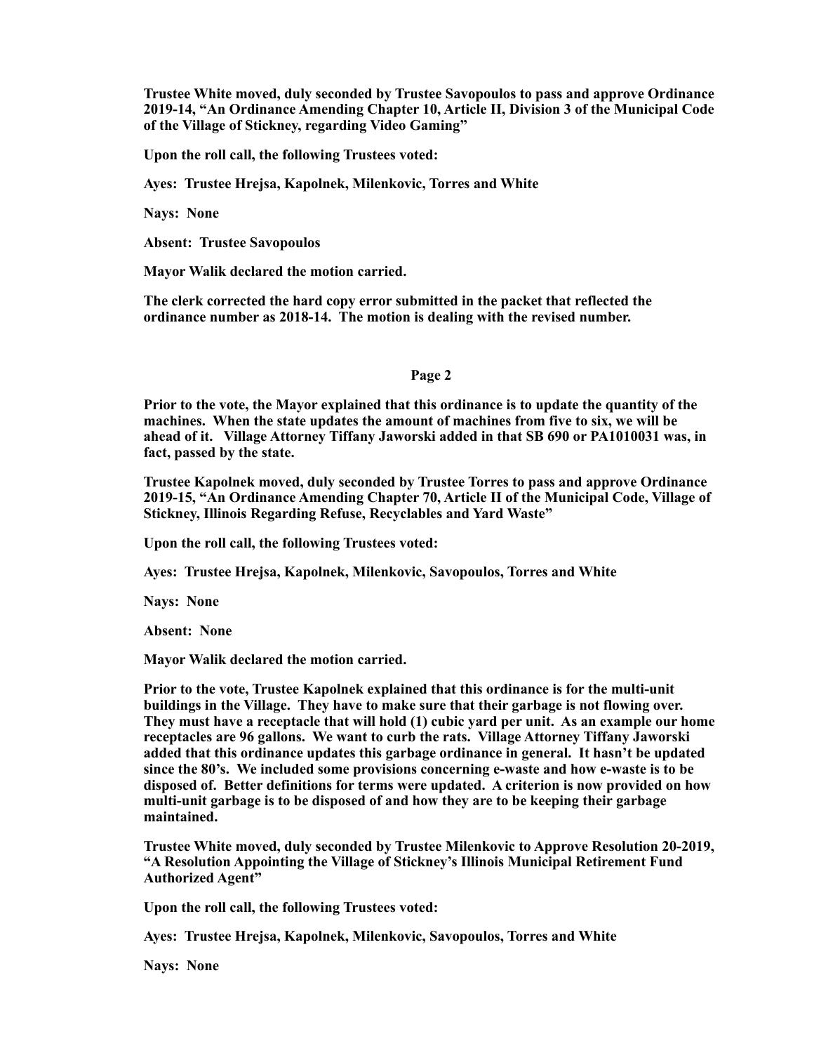**Trustee White moved, duly seconded by Trustee Savopoulos to pass and approve Ordinance 2019-14, "An Ordinance Amending Chapter 10, Article II, Division 3 of the Municipal Code of the Village of Stickney, regarding Video Gaming"**

**Upon the roll call, the following Trustees voted:**

**Ayes: Trustee Hrejsa, Kapolnek, Milenkovic, Torres and White**

**Nays: None**

**Absent: Trustee Savopoulos**

**Mayor Walik declared the motion carried.**

**The clerk corrected the hard copy error submitted in the packet that reflected the ordinance number as 2018-14. The motion is dealing with the revised number.**

**Page 2**

**Prior to the vote, the Mayor explained that this ordinance is to update the quantity of the machines. When the state updates the amount of machines from five to six, we will be ahead of it. Village Attorney Tiffany Jaworski added in that SB 690 or PA1010031 was, in fact, passed by the state.**

**Trustee Kapolnek moved, duly seconded by Trustee Torres to pass and approve Ordinance 2019-15, "An Ordinance Amending Chapter 70, Article II of the Municipal Code, Village of Stickney, Illinois Regarding Refuse, Recyclables and Yard Waste"**

**Upon the roll call, the following Trustees voted:**

**Ayes: Trustee Hrejsa, Kapolnek, Milenkovic, Savopoulos, Torres and White**

**Nays: None**

**Absent: None**

**Mayor Walik declared the motion carried.**

**Prior to the vote, Trustee Kapolnek explained that this ordinance is for the multi-unit buildings in the Village. They have to make sure that their garbage is not flowing over. They must have a receptacle that will hold (1) cubic yard per unit. As an example our home receptacles are 96 gallons. We want to curb the rats. Village Attorney Tiffany Jaworski added that this ordinance updates this garbage ordinance in general. It hasn't be updated since the 80's. We included some provisions concerning e-waste and how e-waste is to be disposed of. Better definitions for terms were updated. A criterion is now provided on how multi-unit garbage is to be disposed of and how they are to be keeping their garbage maintained.**

**Trustee White moved, duly seconded by Trustee Milenkovic to Approve Resolution 20-2019, "A Resolution Appointing the Village of Stickney's Illinois Municipal Retirement Fund Authorized Agent"**

**Upon the roll call, the following Trustees voted:**

**Ayes: Trustee Hrejsa, Kapolnek, Milenkovic, Savopoulos, Torres and White**

**Nays: None**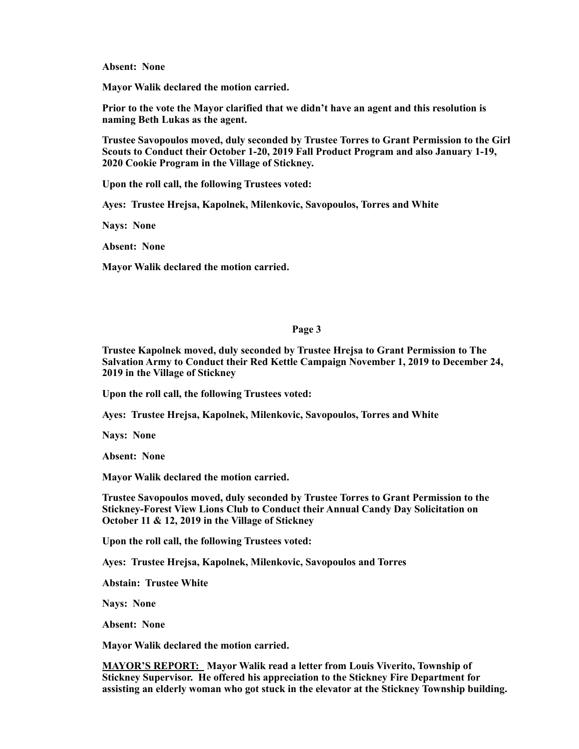**Absent: None**

**Mayor Walik declared the motion carried.**

**Prior to the vote the Mayor clarified that we didn't have an agent and this resolution is naming Beth Lukas as the agent.**

**Trustee Savopoulos moved, duly seconded by Trustee Torres to Grant Permission to the Girl Scouts to Conduct their October 1-20, 2019 Fall Product Program and also January 1-19, 2020 Cookie Program in the Village of Stickney.**

**Upon the roll call, the following Trustees voted:**

**Ayes: Trustee Hrejsa, Kapolnek, Milenkovic, Savopoulos, Torres and White**

**Nays: None**

**Absent: None**

**Mayor Walik declared the motion carried.**

**Trustee Kapolnek moved, duly seconded by Trustee Hrejsa to Grant Permission to The Salvation Army to Conduct their Red Kettle Campaign November 1, 2019 to December 24, 2019 in the Village of Stickney**

**Upon the roll call, the following Trustees voted:**

**Ayes: Trustee Hrejsa, Kapolnek, Milenkovic, Savopoulos, Torres and White**

**Nays: None**

**Absent: None**

**Mayor Walik declared the motion carried.**

**Trustee Savopoulos moved, duly seconded by Trustee Torres to Grant Permission to the Stickney-Forest View Lions Club to Conduct their Annual Candy Day Solicitation on October 11 & 12, 2019 in the Village of Stickney**

**Upon the roll call, the following Trustees voted:**

**Ayes: Trustee Hrejsa, Kapolnek, Milenkovic, Savopoulos and Torres**

**Abstain: Trustee White**

**Nays: None**

**Absent: None**

**Mayor Walik declared the motion carried.**

**<u>MAYOR'S REPORT:</u> Mayor Walik read a letter from Louis Viverito, Township of Stickney Supervisor. He offered his appreciation to the Stickney Fire Department for assisting an elderly woman who got stuck in the elevator at the Stickney Township building.**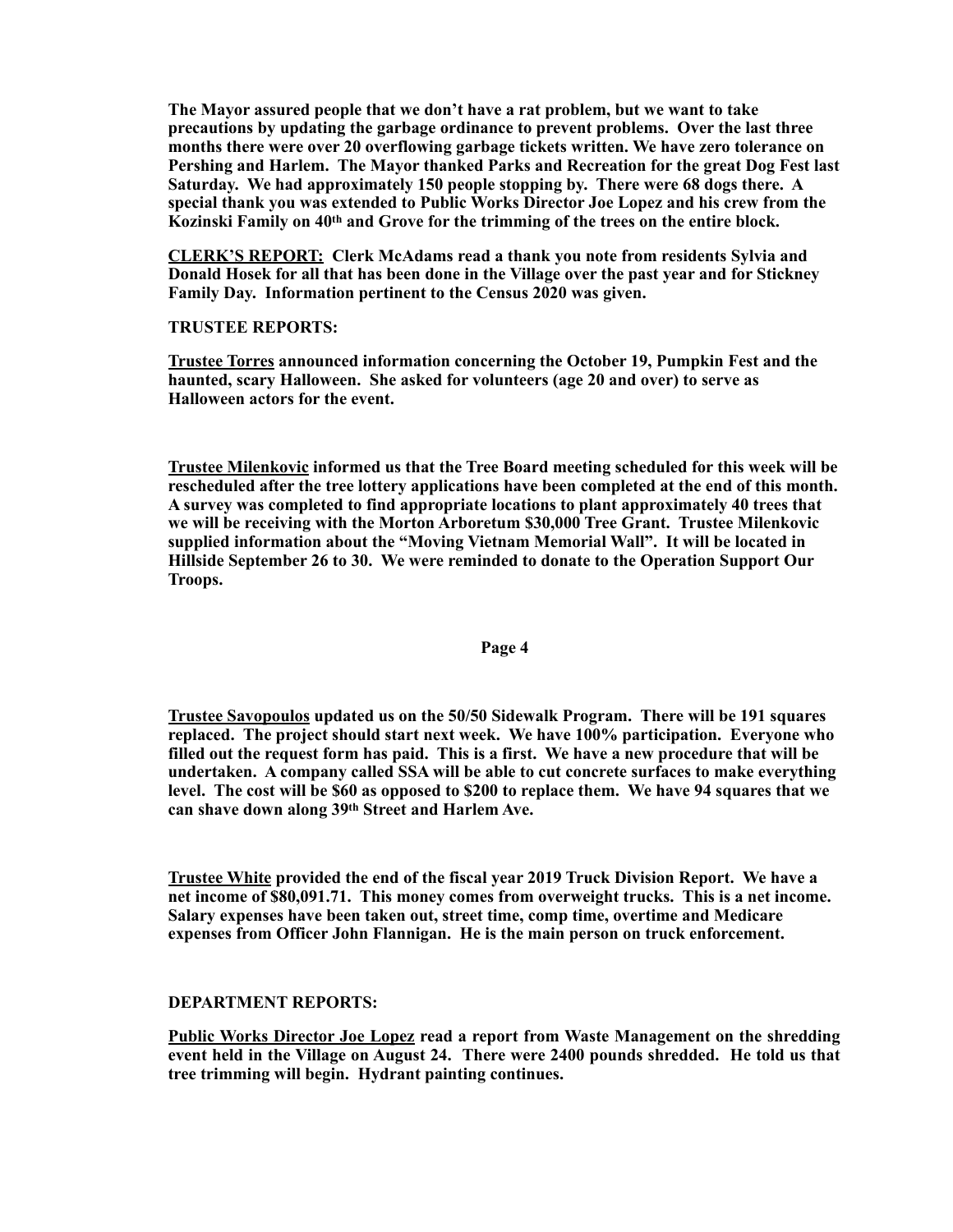**The Mayor assured people that we don't have a rat problem, but we want to take precautions by updating the garbage ordinance to prevent problems. Over the last three months there were over 20 overflowing garbage tickets written. We have zero tolerance on Pershing and Harlem. The Mayor thanked Parks and Recreation for the great Dog Fest last Saturday. We had approximately 150 people stopping by. There were 68 dogs there. A special thank you was extended to Public Works Director Joe Lopez and his crew from the Kozinski Family on 40th and Grove for the trimming of the trees on the entire block.**

**<u>CLERK'S REPORT:</u> Clerk McAdams read a thank you note from residents Sylvia and Donald Hosek for all that has been done in the Village over the past year and for Stickney Family Day. Information pertinent to the Census 2020 was given.**

**TRUSTEE REPORTS:**

**<u>Trustee Torres</u> announced information concerning the October 19, Pumpkin Fest and the haunted, scary Halloween. She asked for volunteers (age 20 and over) to serve as Halloween actors for the event.**

**<u>Trustee Milenkovic</u> informed us that the Tree Board meeting scheduled for this week will be rescheduled after the tree lottery applications have been completed at the end of this month. A survey was completed to find appropriate locations to plant approximately 40 trees that we will be receiving with the Morton Arboretum $30,000 Tree Grant. Trustee Milenkovic supplied information about the "Moving Vietnam Memorial Wall". It will be located in Hillside September 26 to 30. We were reminded to donate to the Operation Support Our Troops.**

**<u>Trustee Savopoulos</u> updated us on the 50/50 Sidewalk Program. There will be 191 squares replaced. The project should start next week. We have 100% participation. Everyone who filled out the request form has paid. This is a first. We have a new procedure that will be undertaken. A company called SSA will be able to cut concrete surfaces to make everything level. The cost will be $60 as opposed to $200 to replace them. We have 94 squares that we can shave down along 39th Street and Harlem Ave.**

**<u>Trustee White</u> provided the end of the fiscal year 2019 Truck Division Report. We have a net income of $80,091.71. This money comes from overweight trucks. This is a net income. Salary expenses have been taken out, street time, comp time, overtime and Medicare expenses from Officer John Flannigan. He is the main person on truck enforcement.**

**DEPARTMENT REPORTS:**

**<u>Public Works Director Joe Lopez</u> read a report from Waste Management on the shredding event held in the Village on August 24. There were 2400 pounds shredded. He told us that tree trimming will begin. Hydrant painting continues.**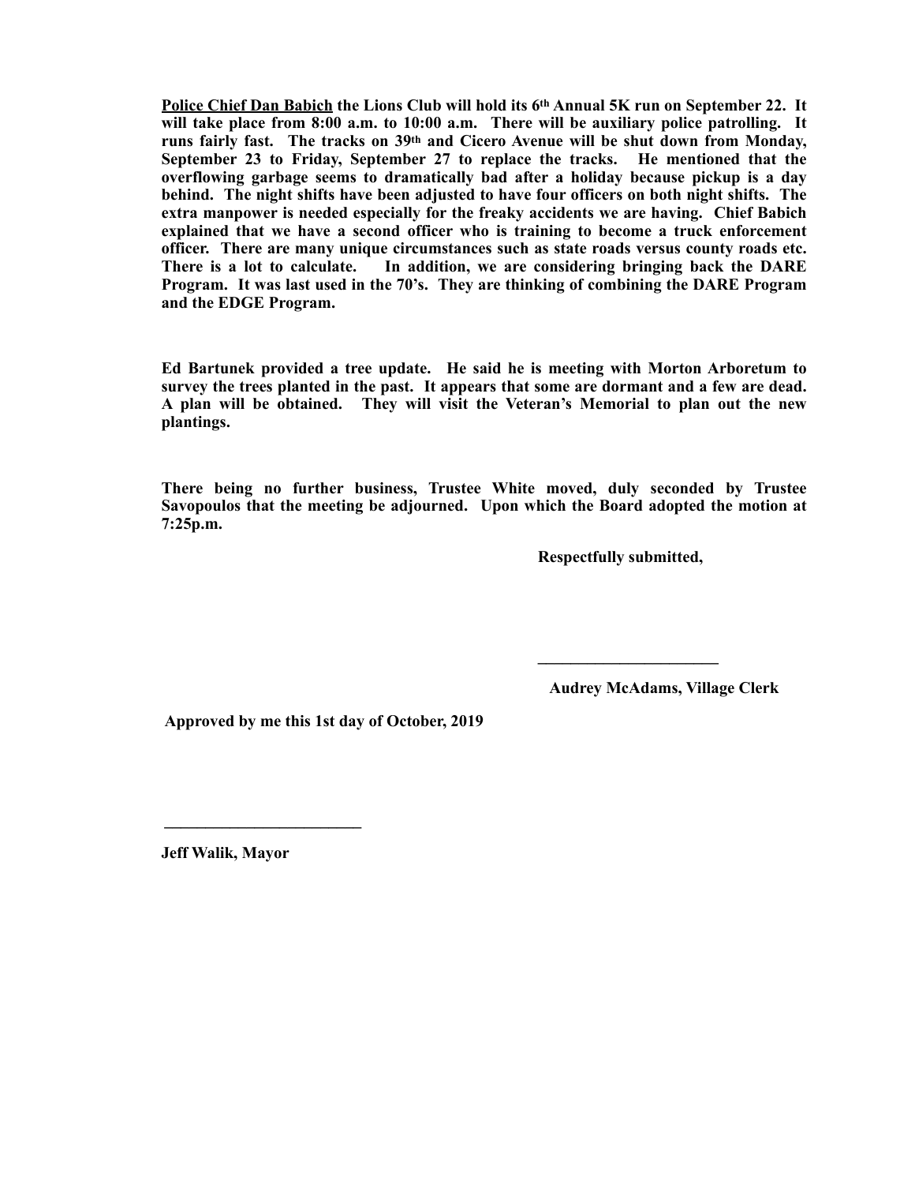**<u>Police Chief Dan Babich</u> the Lions Club will hold its 6th Annual 5K run on September 22. It will take place from 8:00 a.m. to 10:00 a.m. There will be auxiliary police patrolling. It runs fairly fast. The tracks on 39th and Cicero Avenue will be shut down from Monday, September 23 to Friday, September 27 to replace the tracks. He mentioned that the overflowing garbage seems to dramatically bad after a holiday because pickup is a day behind. The night shifts have been adjusted to have four officers on both night shifts. The extra manpower is needed especially for the freaky accidents we are having. Chief Babich explained that we have a second officer who is training to become a truck enforcement officer. There are many unique circumstances such as state roads versus county roads etc. There is a lot to calculate. In addition, we are considering bringing back the DARE Program. It was last used in the 70's. They are thinking of combining the DARE Program and the EDGE Program.**

**Ed Bartunek provided a tree update. He said he is meeting with Morton Arboretum to survey the trees planted in the past. It appears that some are dormant and a few are dead. A plan will be obtained. They will visit the Veteran's Memorial to plan out the new plantings.**

**There being no further business, Trustee White moved, duly seconded by Trustee Savopoulos that the meeting be adjourned. Upon which the Board adopted the motion at 7:25p.m.**

**Respectfully submitted,**

**\_\_\_\_\_\_\_\_\_\_\_\_\_\_\_\_\_\_\_\_\_\_\_**

**Audrey McAdams, Village Clerk**

**Approved by me this 1st day of October, 2019**

**\_\_\_\_\_\_\_\_\_\_\_\_\_\_\_\_\_\_\_\_\_\_\_\_\_**

**Jeff Walik, Mayor**